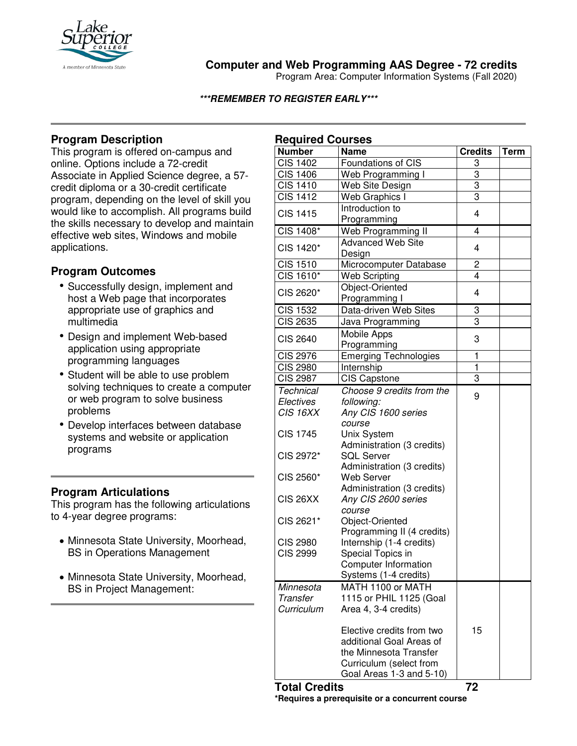# Computer and Web Programming AAS Degree - 72 credits

Program Area: Computer Information Systems (Fall 2020)

***REMEMBER TO REGISTER EARLY***

## Program Description

This program is offered on-campus and online. Options include a 72-credit Associate in Applied Science degree, a 57-credit diploma or a 30-credit certificate program, depending on the level of skill you would like to accomplish. All programs build the skills necessary to develop and maintain effective web sites, Windows and mobile applications.

## Program Outcomes

- Successfully design, implement and host a Web page that incorporates appropriate use of graphics and multimedia
- Design and implement Web-based application using appropriate programming languages
- Student will be able to use problem solving techniques to create a computer or web program to solve business problems
- Develop interfaces between database systems and website or application programs

## Program Articulations

This program has the following articulations to 4-year degree programs:

- Minnesota State University, Moorhead, BS in Operations Management
- Minnesota State University, Moorhead, BS in Project Management:

## Required Courses

| Number | Name | Credits | Term |
|---|---|---|---|
| CIS 1402 | Foundations of CIS | 3 | |
| CIS 1406 | Web Programming I | 3 | |
| CIS 1410 | Web Site Design | 3 | |
| CIS 1412 | Web Graphics I | 3 | |
| CIS 1415 | Introduction to Programming | 4 | |
| CIS 1408* | Web Programming II | 4 | |
| CIS 1420* | Advanced Web Site Design | 4 | |
| CIS 1510 | Microcomputer Database | 2 | |
| CIS 1610* | Web Scripting | 4 | |
| CIS 2620* | Object-Oriented Programming I | 4 | |
| CIS 1532 | Data-driven Web Sites | 3 | |
| CIS 2635 | Java Programming | 3 | |
| CIS 2640 | Mobile Apps Programming | 3 | |
| CIS 2976 | Emerging Technologies | 1 | |
| CIS 2980 | Internship | 1 | |
| CIS 2987 | CIS Capstone | 3 | |
| *Technical Electives* | *Choose 9 credits from the following:* | 9 | |
| *CIS 16XX* | *Any CIS 1600 series course* | | |
| CIS 1745 | Unix System Administration (3 credits) | | |
| CIS 2972* | SQL Server Administration (3 credits) | | |
| CIS 2560* | Web Server Administration (3 credits) | | |
| CIS 26XX | *Any CIS 2600 series course* | | |
| CIS 2621* | Object-Oriented Programming II (4 credits) | | |
| CIS 2980 | Internship (1-4 credits) | | |
| CIS 2999 | Special Topics in Computer Information Systems (1-4 credits) | | |
| *Minnesota Transfer Curriculum* | MATH 1100 or MATH 1115 or PHIL 1125 (Goal Area 4, 3-4 credits)<br><br>Elective credits from two additional Goal Areas of the Minnesota Transfer Curriculum (select from Goal Areas 1-3 and 5-10) | 15 | |
| **Total Credits** | | **72** | |

***Requires a prerequisite or a concurrent course**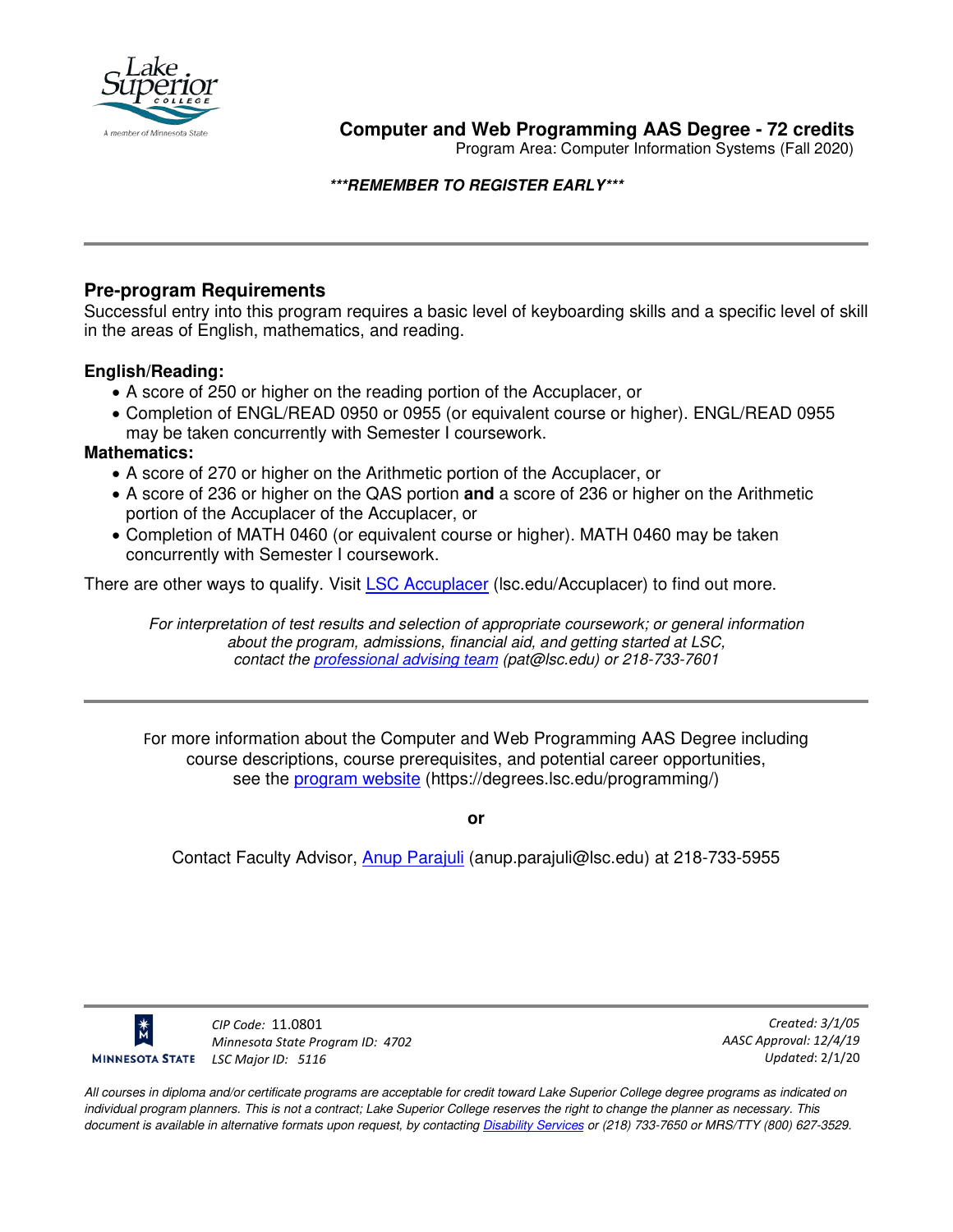# Computer and Web Programming AAS Degree - 72 credits

Program Area: Computer Information Systems (Fall 2020)

***\*\*\*REMEMBER TO REGISTER EARLY\*\*\****

---

## Pre-program Requirements

Successful entry into this program requires a basic level of keyboarding skills and a specific level of skill in the areas of English, mathematics, and reading.

**English/Reading:**

- A score of 250 or higher on the reading portion of the Accuplacer, or
- Completion of ENGL/READ 0950 or 0955 (or equivalent course or higher). ENGL/READ 0955 may be taken concurrently with Semester I coursework.

**Mathematics:**

- A score of 270 or higher on the Arithmetic portion of the Accuplacer, or
- A score of 236 or higher on the QAS portion **and** a score of 236 or higher on the Arithmetic portion of the Accuplacer of the Accuplacer, or
- Completion of MATH 0460 (or equivalent course or higher). MATH 0460 may be taken concurrently with Semester I coursework.

There are other ways to qualify. Visit LSC Accuplacer (lsc.edu/Accuplacer) to find out more.

*For interpretation of test results and selection of appropriate coursework; or general information about the program, admissions, financial aid, and getting started at LSC, contact the professional advising team (pat@lsc.edu) or 218-733-7601*

---

For more information about the Computer and Web Programming AAS Degree including course descriptions, course prerequisites, and potential career opportunities, see the program website (https://degrees.lsc.edu/programming/)

**or**

Contact Faculty Advisor, Anup Parajuli (anup.parajuli@lsc.edu) at 218-733-5955

---

*CIP Code:* 11.0801
*Minnesota State Program ID: 4702*
*LSC Major ID: 5116*

*Created: 3/1/05*
*AASC Approval: 12/4/19*
*Updated: 2/1/20*

*All courses in diploma and/or certificate programs are acceptable for credit toward Lake Superior College degree programs as indicated on individual program planners. This is not a contract; Lake Superior College reserves the right to change the planner as necessary. This document is available in alternative formats upon request, by contacting Disability Services or (218) 733-7650 or MRS/TTY (800) 627-3529.*